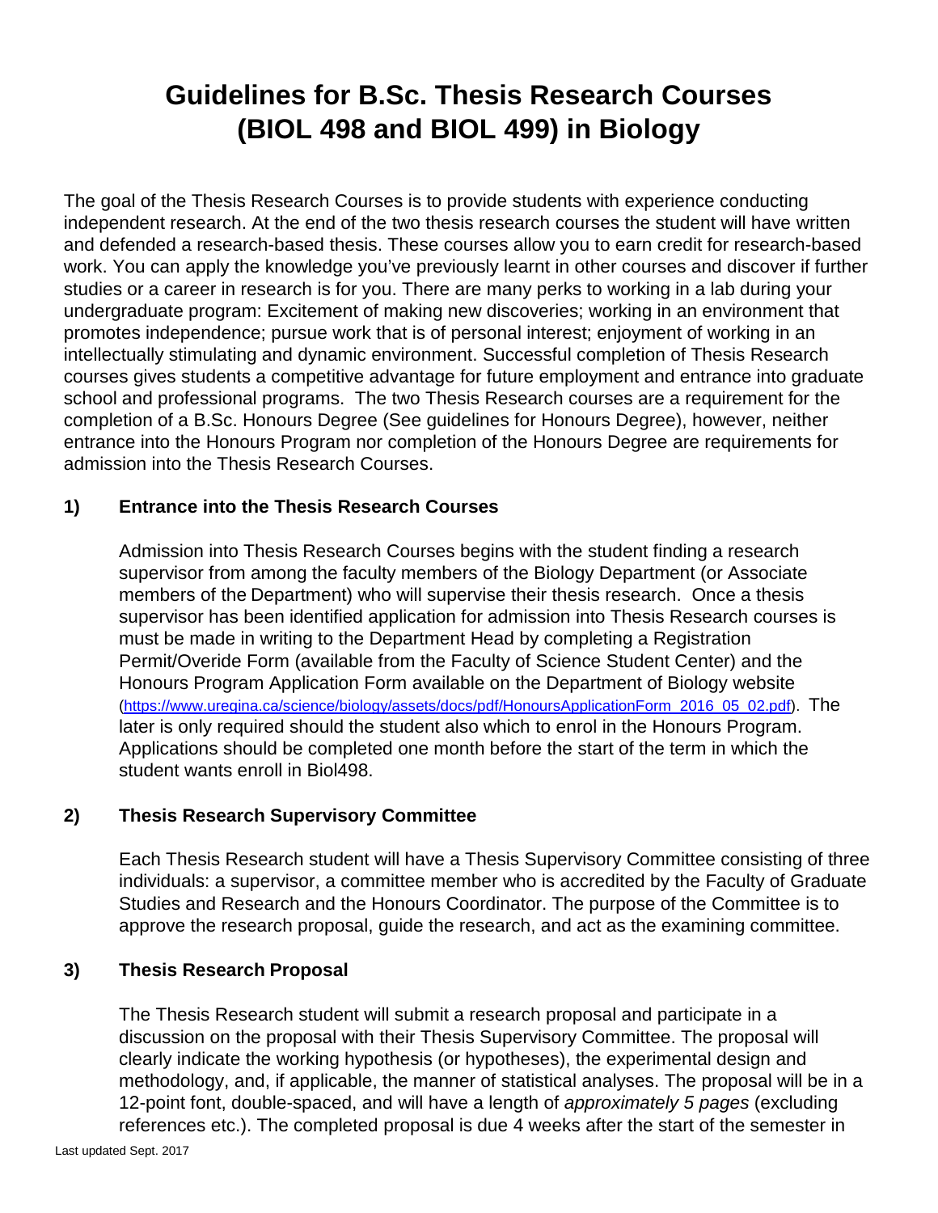# Guidelines for B.Sc. Thesis Research Courses (BIOL 498 and BIOL 499) in Biology

The goal of the Thesis Research Courses is to provide students with experience conducting independent research. At the end of the two thesis research courses the student will have written and defended a research-based thesis. These courses allow you to earn credit for research-based work. You can apply the knowledge you've previously learnt in other courses and discover if further studies or a career in research is for you. There are many perks to working in a lab during your undergraduate program: Excitement of making new discoveries; working in an environment that promotes independence; pursue work that is of personal interest; enjoyment of working in an intellectually stimulating and dynamic environment. Successful completion of Thesis Research courses gives students a competitive advantage for future employment and entrance into graduate school and professional programs. The two Thesis Research courses are a requirement for the completion of a B.Sc. Honours Degree (See guidelines for Honours Degree), however, neither entrance into the Honours Program nor completion of the Honours Degree are requirements for admission into the Thesis Research Courses.

## 1) Entrance into the Thesis Research Courses

Admission into Thesis Research Courses begins with the student finding a research supervisor from among the faculty members of the Biology Department (or Associate members of the Department) who will supervise their thesis research. Once a thesis supervisor has been identified application for admission into Thesis Research courses is must be made in writing to the Department Head by completing a Registration Permit/Overide Form (available from the Faculty of Science Student Center) and the Honours Program Application Form available on the Department of Biology website (https://www.uregina.ca/science/biology/assets/docs/pdf/HonoursApplicationForm_2016_05_02.pdf). The later is only required should the student also which to enrol in the Honours Program. Applications should be completed one month before the start of the term in which the student wants enroll in Biol498.

## 2) Thesis Research Supervisory Committee

Each Thesis Research student will have a Thesis Supervisory Committee consisting of three individuals: a supervisor, a committee member who is accredited by the Faculty of Graduate Studies and Research and the Honours Coordinator. The purpose of the Committee is to approve the research proposal, guide the research, and act as the examining committee.

## 3) Thesis Research Proposal

The Thesis Research student will submit a research proposal and participate in a discussion on the proposal with their Thesis Supervisory Committee. The proposal will clearly indicate the working hypothesis (or hypotheses), the experimental design and methodology, and, if applicable, the manner of statistical analyses. The proposal will be in a 12-point font, double-spaced, and will have a length of *approximately 5 pages* (excluding references etc.). The completed proposal is due 4 weeks after the start of the semester in

Last updated Sept. 2017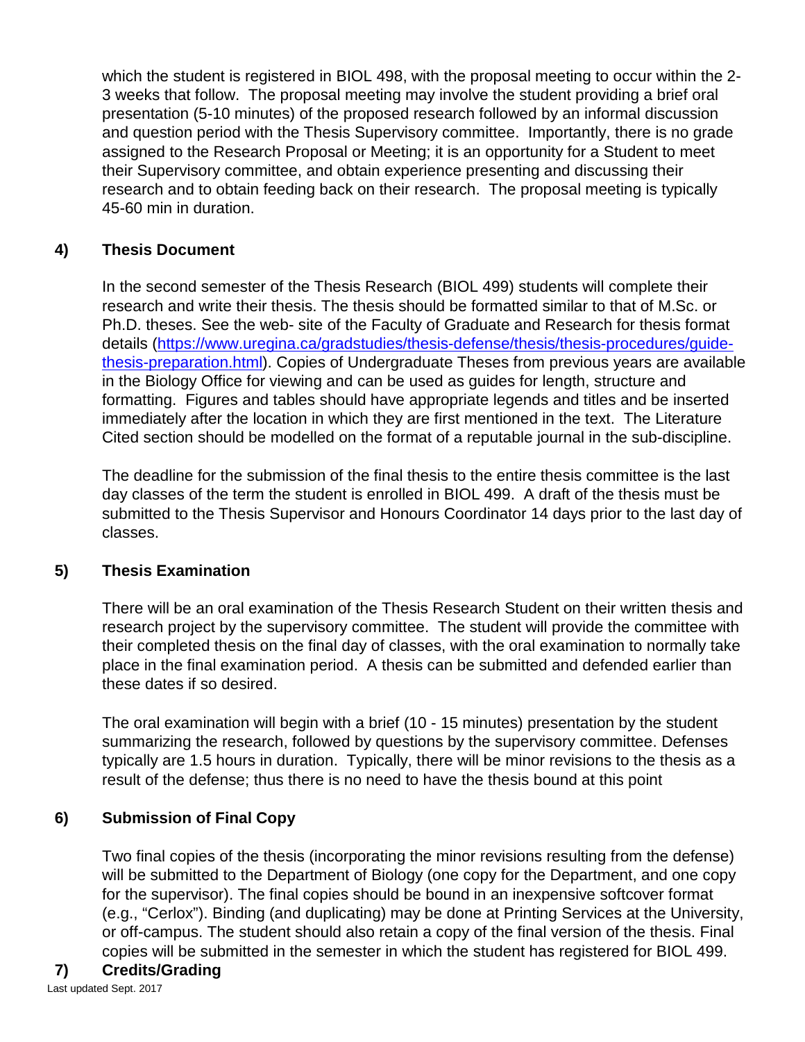which the student is registered in BIOL 498, with the proposal meeting to occur within the 2-3 weeks that follow. The proposal meeting may involve the student providing a brief oral presentation (5-10 minutes) of the proposed research followed by an informal discussion and question period with the Thesis Supervisory committee. Importantly, there is no grade assigned to the Research Proposal or Meeting; it is an opportunity for a Student to meet their Supervisory committee, and obtain experience presenting and discussing their research and to obtain feeding back on their research. The proposal meeting is typically 45-60 min in duration.

## 4) Thesis Document

In the second semester of the Thesis Research (BIOL 499) students will complete their research and write their thesis. The thesis should be formatted similar to that of M.Sc. or Ph.D. theses. See the web- site of the Faculty of Graduate and Research for thesis format details (https://www.uregina.ca/gradstudies/thesis-defense/thesis/thesis-procedures/guide-thesis-preparation.html). Copies of Undergraduate Theses from previous years are available in the Biology Office for viewing and can be used as guides for length, structure and formatting. Figures and tables should have appropriate legends and titles and be inserted immediately after the location in which they are first mentioned in the text. The Literature Cited section should be modelled on the format of a reputable journal in the sub-discipline.

The deadline for the submission of the final thesis to the entire thesis committee is the last day classes of the term the student is enrolled in BIOL 499. A draft of the thesis must be submitted to the Thesis Supervisor and Honours Coordinator 14 days prior to the last day of classes.

## 5) Thesis Examination

There will be an oral examination of the Thesis Research Student on their written thesis and research project by the supervisory committee. The student will provide the committee with their completed thesis on the final day of classes, with the oral examination to normally take place in the final examination period. A thesis can be submitted and defended earlier than these dates if so desired.

The oral examination will begin with a brief (10 - 15 minutes) presentation by the student summarizing the research, followed by questions by the supervisory committee. Defenses typically are 1.5 hours in duration. Typically, there will be minor revisions to the thesis as a result of the defense; thus there is no need to have the thesis bound at this point

## 6) Submission of Final Copy

Two final copies of the thesis (incorporating the minor revisions resulting from the defense) will be submitted to the Department of Biology (one copy for the Department, and one copy for the supervisor). The final copies should be bound in an inexpensive softcover format (e.g., "Cerlox"). Binding (and duplicating) may be done at Printing Services at the University, or off-campus. The student should also retain a copy of the final version of the thesis. Final copies will be submitted in the semester in which the student has registered for BIOL 499.

## 7) Credits/Grading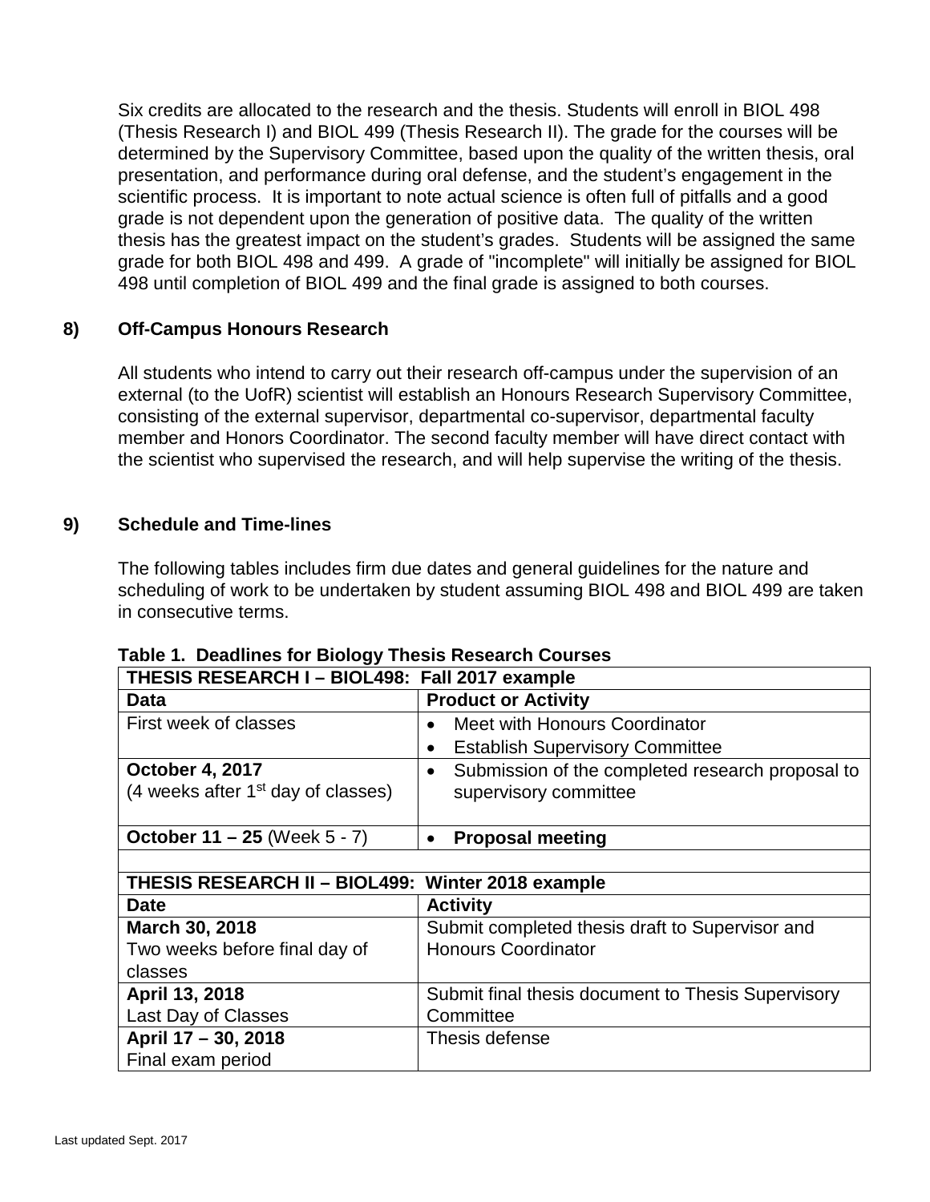Six credits are allocated to the research and the thesis. Students will enroll in BIOL 498 (Thesis Research I) and BIOL 499 (Thesis Research II). The grade for the courses will be determined by the Supervisory Committee, based upon the quality of the written thesis, oral presentation, and performance during oral defense, and the student's engagement in the scientific process. It is important to note actual science is often full of pitfalls and a good grade is not dependent upon the generation of positive data. The quality of the written thesis has the greatest impact on the student's grades. Students will be assigned the same grade for both BIOL 498 and 499. A grade of "incomplete" will initially be assigned for BIOL 498 until completion of BIOL 499 and the final grade is assigned to both courses.

## 8) Off-Campus Honours Research

All students who intend to carry out their research off-campus under the supervision of an external (to the UofR) scientist will establish an Honours Research Supervisory Committee, consisting of the external supervisor, departmental co-supervisor, departmental faculty member and Honors Coordinator. The second faculty member will have direct contact with the scientist who supervised the research, and will help supervise the writing of the thesis.

## 9) Schedule and Time-lines

The following tables includes firm due dates and general guidelines for the nature and scheduling of work to be undertaken by student assuming BIOL 498 and BIOL 499 are taken in consecutive terms.

**Table 1. Deadlines for Biology Thesis Research Courses**

| **THESIS RESEARCH I – BIOL498: Fall 2017 example** | |
|---|---|
| **Data** | **Product or Activity** |
| First week of classes | • Meet with Honours Coordinator<br>• Establish Supervisory Committee |
| **October 4, 2017**<br>(4 weeks after 1st day of classes) | • Submission of the completed research proposal to supervisory committee |
| **October 11 – 25** (Week 5 - 7) | • **Proposal meeting** |
| | |
| **THESIS RESEARCH II – BIOL499: Winter 2018 example** | |
| **Date** | **Activity** |
| **March 30, 2018**<br>Two weeks before final day of classes | Submit completed thesis draft to Supervisor and Honours Coordinator |
| **April 13, 2018**<br>Last Day of Classes | Submit final thesis document to Thesis Supervisory Committee |
| **April 17 – 30, 2018**<br>Final exam period | Thesis defense |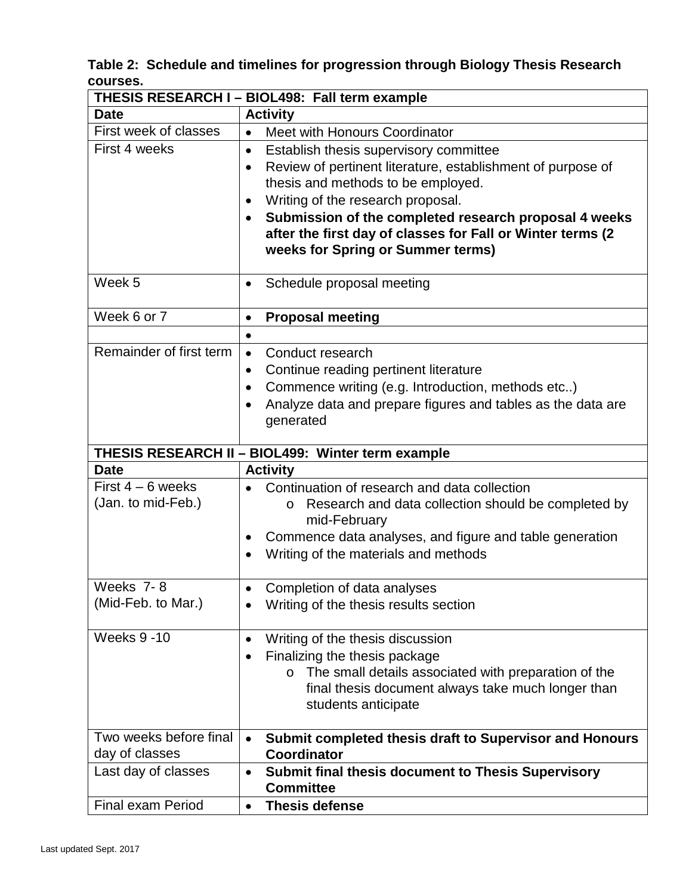**Table 2: Schedule and timelines for progression through Biology Thesis Research courses.**

| **THESIS RESEARCH I – BIOL498: Fall term example** | |
|---|---|
| **Date** | **Activity** |
| First week of classes | • Meet with Honours Coordinator |
| First 4 weeks | • Establish thesis supervisory committee<br>• Review of pertinent literature, establishment of purpose of thesis and methods to be employed.<br>• Writing of the research proposal.<br>• **Submission of the completed research proposal 4 weeks after the first day of classes for Fall or Winter terms (2 weeks for Spring or Summer terms)** |
| Week 5 | • Schedule proposal meeting |
| Week 6 or 7 | • **Proposal meeting** |
| | • |
| Remainder of first term | • Conduct research<br>• Continue reading pertinent literature<br>• Commence writing (e.g. Introduction, methods etc..)<br>• Analyze data and prepare figures and tables as the data are generated |
| **THESIS RESEARCH II – BIOL499: Winter term example** | |
| **Date** | **Activity** |
| First 4 – 6 weeks (Jan. to mid-Feb.) | • Continuation of research and data collection<br>&nbsp;&nbsp;&nbsp;&nbsp;o Research and data collection should be completed by mid-February<br>• Commence data analyses, and figure and table generation<br>• Writing of the materials and methods |
| Weeks 7- 8 (Mid-Feb. to Mar.) | • Completion of data analyses<br>• Writing of the thesis results section |
| Weeks 9 -10 | • Writing of the thesis discussion<br>• Finalizing the thesis package<br>&nbsp;&nbsp;&nbsp;&nbsp;o The small details associated with preparation of the final thesis document always take much longer than students anticipate |
| Two weeks before final day of classes | • **Submit completed thesis draft to Supervisor and Honours Coordinator** |
| Last day of classes | • **Submit final thesis document to Thesis Supervisory Committee** |
| Final exam Period | • **Thesis defense** |

Last updated Sept. 2017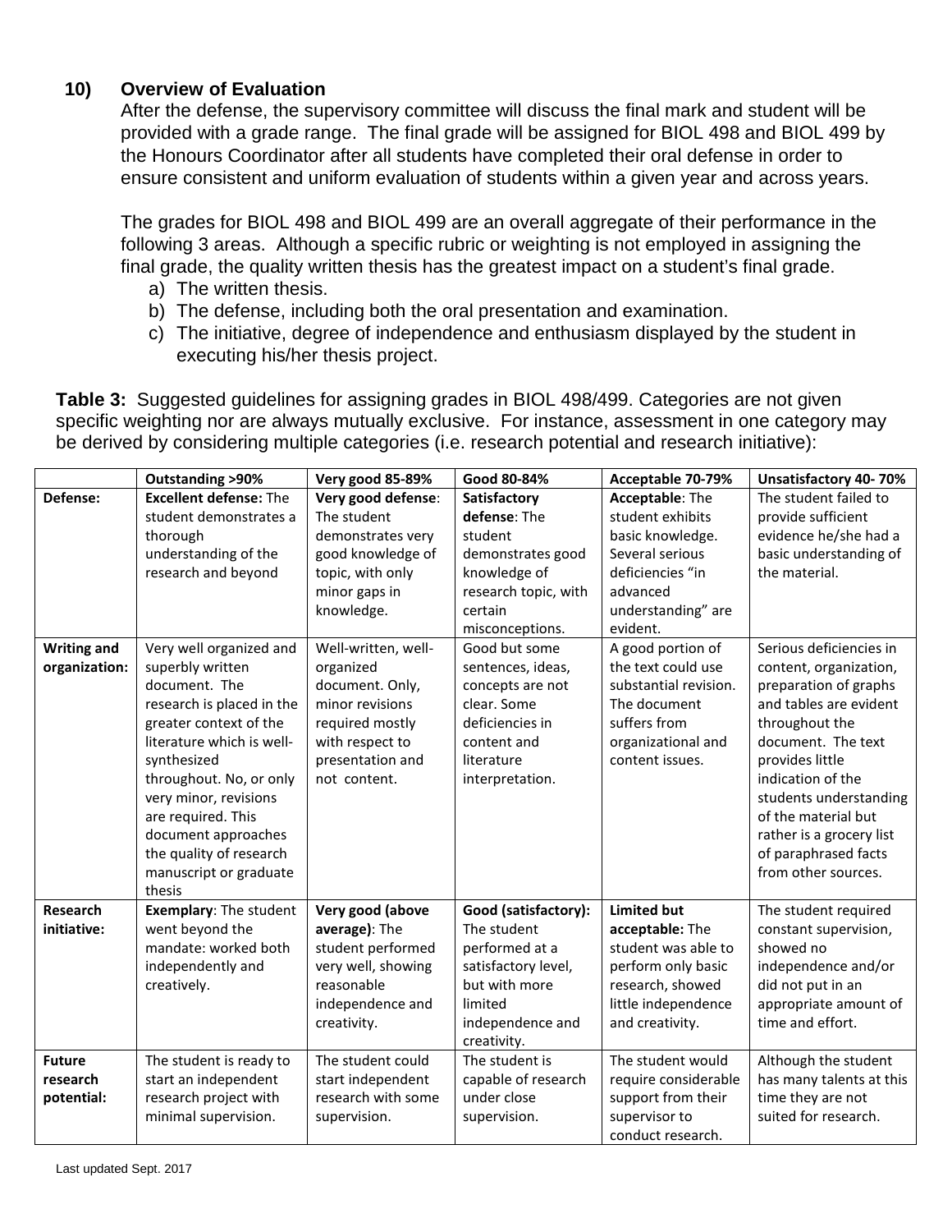## 10) Overview of Evaluation

After the defense, the supervisory committee will discuss the final mark and student will be provided with a grade range. The final grade will be assigned for BIOL 498 and BIOL 499 by the Honours Coordinator after all students have completed their oral defense in order to ensure consistent and uniform evaluation of students within a given year and across years.

The grades for BIOL 498 and BIOL 499 are an overall aggregate of their performance in the following 3 areas. Although a specific rubric or weighting is not employed in assigning the final grade, the quality written thesis has the greatest impact on a student's final grade.

a) The written thesis.
b) The defense, including both the oral presentation and examination.
c) The initiative, degree of independence and enthusiasm displayed by the student in executing his/her thesis project.

**Table 3:** Suggested guidelines for assigning grades in BIOL 498/499. Categories are not given specific weighting nor are always mutually exclusive. For instance, assessment in one category may be derived by considering multiple categories (i.e. research potential and research initiative):

| | **Outstanding >90%** | **Very good 85-89%** | **Good 80-84%** | **Acceptable 70-79%** | **Unsatisfactory 40- 70%** |
|---|---|---|---|---|---|
| **Defense:** | **Excellent defense:** The student demonstrates a thorough understanding of the research and beyond | **Very good defense**: The student demonstrates very good knowledge of topic, with only minor gaps in knowledge. | **Satisfactory defense**: The student demonstrates good knowledge of research topic, with certain misconceptions. | **Acceptable**: The student exhibits basic knowledge. Several serious deficiencies "in advanced understanding" are evident. | The student failed to provide sufficient evidence he/she had a basic understanding of the material. |
| **Writing and organization:** | Very well organized and superbly written document. The research is placed in the greater context of the literature which is well-synthesized throughout. No, or only very minor, revisions are required. This document approaches the quality of research manuscript or graduate thesis | Well-written, well-organized document. Only, minor revisions required mostly with respect to presentation and not content. | Good but some sentences, ideas, concepts are not clear. Some deficiencies in content and literature interpretation. | A good portion of the text could use substantial revision. The document suffers from organizational and content issues. | Serious deficiencies in content, organization, preparation of graphs and tables are evident throughout the document. The text provides little indication of the students understanding of the material but rather is a grocery list of paraphrased facts from other sources. |
| **Research initiative:** | **Exemplary**: The student went beyond the mandate: worked both independently and creatively. | **Very good (above average)**: The student performed very well, showing reasonable independence and creativity. | **Good (satisfactory):** The student performed at a satisfactory level, but with more limited independence and creativity. | **Limited but acceptable:** The student was able to perform only basic research, showed little independence and creativity. | The student required constant supervision, showed no independence and/or did not put in an appropriate amount of time and effort. |
| **Future research potential:** | The student is ready to start an independent research project with minimal supervision. | The student could start independent research with some supervision. | The student is capable of research under close supervision. | The student would require considerable support from their supervisor to conduct research. | Although the student has many talents at this time they are not suited for research. |

Last updated Sept. 2017